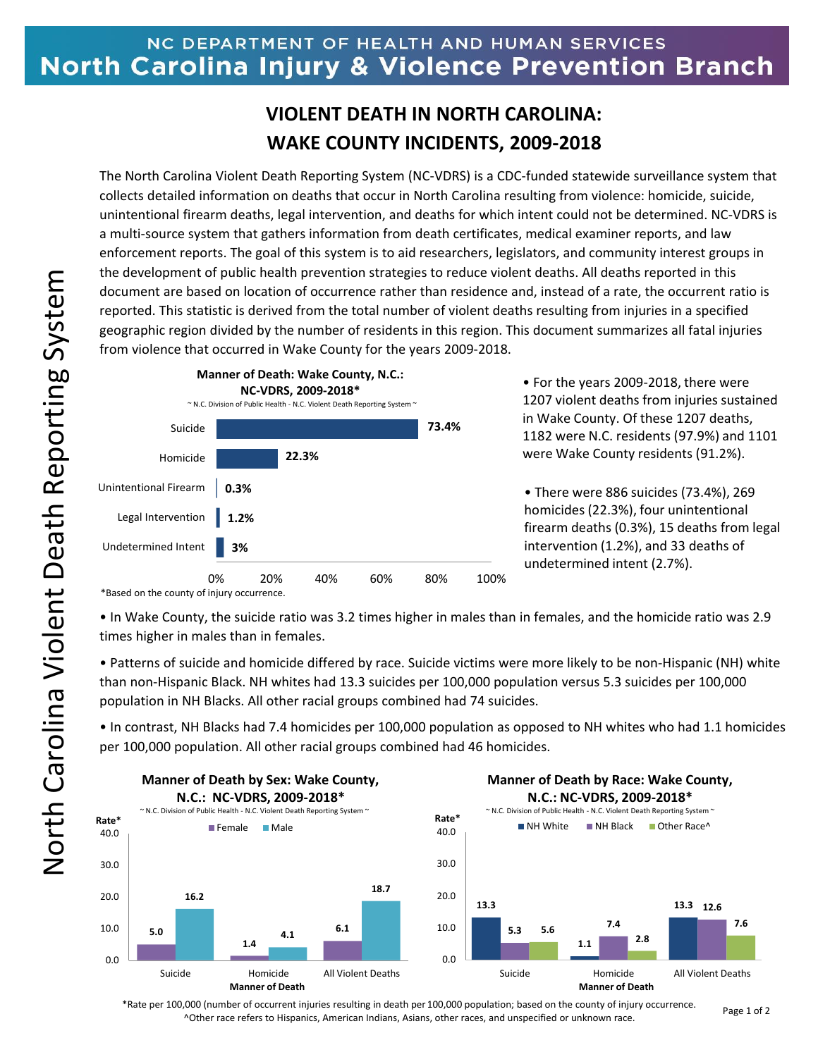NC DEPARTMENT OF HEALTH AND HUMAN SERVICES
**North Carolina Injury & Violence Prevention Branch**

North Carolina Violent Death Reporting System

# VIOLENT DEATH IN NORTH CAROLINA: WAKE COUNTY INCIDENTS, 2009-2018

The North Carolina Violent Death Reporting System (NC-VDRS) is a CDC-funded statewide surveillance system that collects detailed information on deaths that occur in North Carolina resulting from violence: homicide, suicide, unintentional firearm deaths, legal intervention, and deaths for which intent could not be determined. NC-VDRS is a multi-source system that gathers information from death certificates, medical examiner reports, and law enforcement reports. The goal of this system is to aid researchers, legislators, and community interest groups in the development of public health prevention strategies to reduce violent deaths. All deaths reported in this document are based on location of occurrence rather than residence and, instead of a rate, the occurrent ratio is reported. This statistic is derived from the total number of violent deaths resulting from injuries in a specified geographic region divided by the number of residents in this region. This document summarizes all fatal injuries from violence that occurred in Wake County for the years 2009-2018.

**Manner of Death: Wake County, N.C.: NC-VDRS, 2009-2018***

~ N.C. Division of Public Health - N.C. Violent Death Reporting System ~

| Manner of Death | Percent |
|---|---|
| Suicide | 73.4% |
| Homicide | 22.3% |
| Unintentional Firearm | 0.3% |
| Legal Intervention | 1.2% |
| Undetermined Intent | 3% |

*Based on the county of injury occurrence.

- For the years 2009-2018, there were 1207 violent deaths from injuries sustained in Wake County. Of these 1207 deaths, 1182 were N.C. residents (97.9%) and 1101 were Wake County residents (91.2%).

- There were 886 suicides (73.4%), 269 homicides (22.3%), four unintentional firearm deaths (0.3%), 15 deaths from legal intervention (1.2%), and 33 deaths of undetermined intent (2.7%).

- In Wake County, the suicide ratio was 3.2 times higher in males than in females, and the homicide ratio was 2.9 times higher in males than in females.

- Patterns of suicide and homicide differed by race. Suicide victims were more likely to be non-Hispanic (NH) white than non-Hispanic Black. NH whites had 13.3 suicides per 100,000 population versus 5.3 suicides per 100,000 population in NH Blacks. All other racial groups combined had 74 suicides.

- In contrast, NH Blacks had 7.4 homicides per 100,000 population as opposed to NH whites who had 1.1 homicides per 100,000 population. All other racial groups combined had 46 homicides.

**Manner of Death by Sex: Wake County, N.C.: NC-VDRS, 2009-2018***

~ N.C. Division of Public Health - N.C. Violent Death Reporting System ~

| Manner of Death | Female (Rate*) | Male (Rate*) |
|---|---|---|
| Suicide | 5.0 | 16.2 |
| Homicide | 1.4 | 4.1 |
| All Violent Deaths | 6.1 | 18.7 |

**Manner of Death by Race: Wake County, N.C.: NC-VDRS, 2009-2018***

~ N.C. Division of Public Health - N.C. Violent Death Reporting System ~

| Manner of Death | NH White (Rate*) | NH Black (Rate*) | Other Race^ (Rate*) |
|---|---|---|---|
| Suicide | 13.3 | 5.3 | 5.6 |
| Homicide | 1.1 | 7.4 | 2.8 |
| All Violent Deaths | 13.3 | 12.6 | 7.6 |

*Rate per 100,000 (number of occurrent injuries resulting in death per 100,000 population; based on the county of injury occurrence.

^Other race refers to Hispanics, American Indians, Asians, other races, and unspecified or unknown race.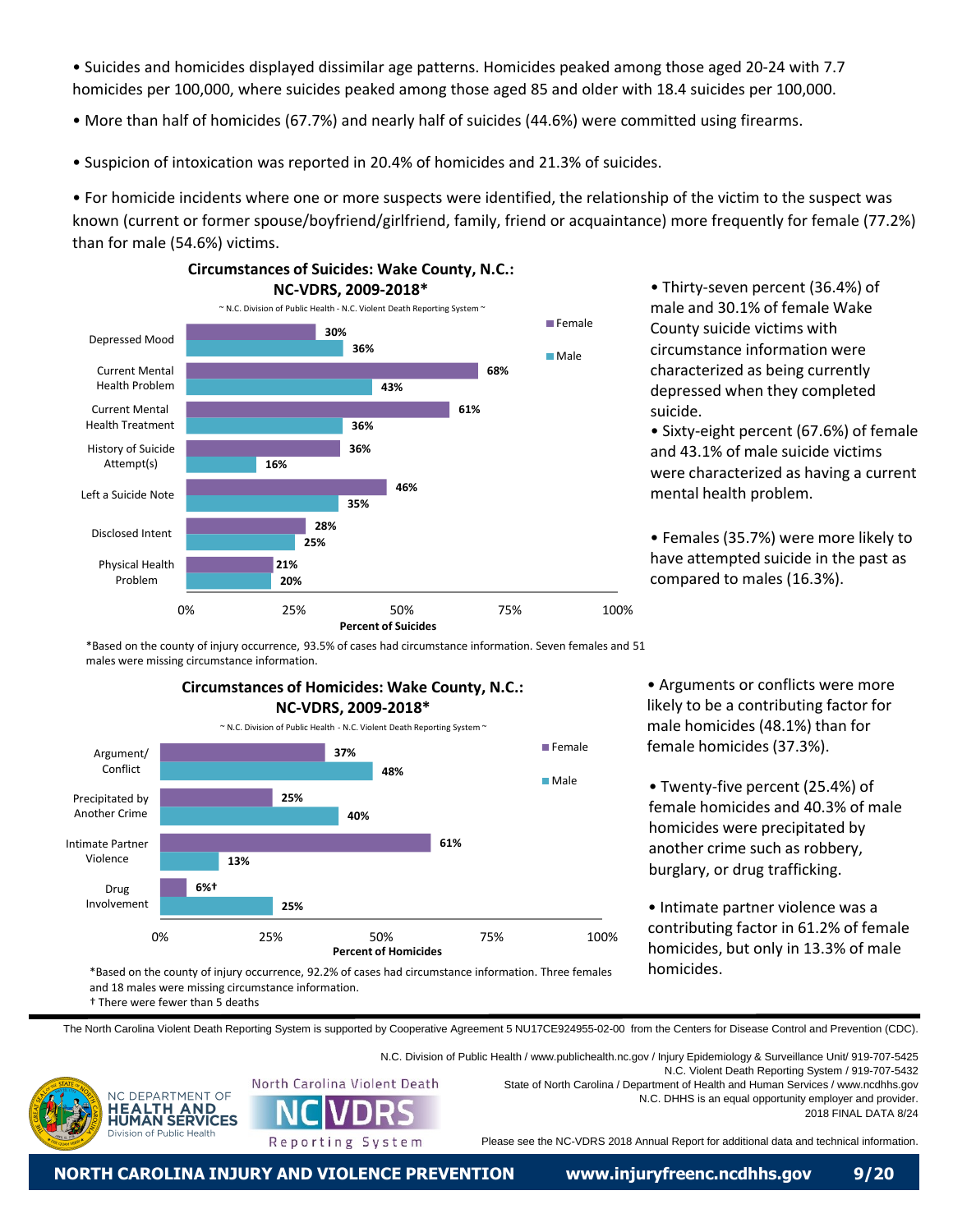- Suicides and homicides displayed dissimilar age patterns. Homicides peaked among those aged 20-24 with 7.7 homicides per 100,000, where suicides peaked among those aged 85 and older with 18.4 suicides per 100,000.
- More than half of homicides (67.7%) and nearly half of suicides (44.6%) were committed using firearms.
- Suspicion of intoxication was reported in 20.4% of homicides and 21.3% of suicides.
- For homicide incidents where one or more suspects were identified, the relationship of the victim to the suspect was known (current or former spouse/boyfriend/girlfriend, family, friend or acquaintance) more frequently for female (77.2%) than for male (54.6%) victims.

**Circumstances of Suicides: Wake County, N.C.: NC-VDRS, 2009-2018***

~ N.C. Division of Public Health - N.C. Violent Death Reporting System ~

Female
Male

Depressed Mood: 30%, 36%
Current Mental Health Problem: 68%, 43%
Current Mental Health Treatment: 61%, 36%
History of Suicide Attempt(s): 36%, 16%
Left a Suicide Note: 46%, 35%
Disclosed Intent: 28%, 25%
Physical Health Problem: 21%, 20%

0% 25% 50% 75% 100%
Percent of Suicides

*Based on the county of injury occurrence, 93.5% of cases had circumstance information. Seven females and 51 males were missing circumstance information.

- Thirty-seven percent (36.4%) of male and 30.1% of female Wake County suicide victims with circumstance information were characterized as being currently depressed when they completed suicide.
- Sixty-eight percent (67.6%) of female and 43.1% of male suicide victims were characterized as having a current mental health problem.
- Females (35.7%) were more likely to have attempted suicide in the past as compared to males (16.3%).

**Circumstances of Homicides: Wake County, N.C.: NC-VDRS, 2009-2018***

~ N.C. Division of Public Health - N.C. Violent Death Reporting System ~

Female
Male

Argument/ Conflict: 37%, 48%
Precipitated by Another Crime: 25%, 40%
Intimate Partner Violence: 61%, 13%
Drug Involvement: 6%†, 25%

0% 25% 50% 75% 100%
Percent of Homicides

*Based on the county of injury occurrence, 92.2% of cases had circumstance information. Three females and 18 males were missing circumstance information.
† There were fewer than 5 deaths

- Arguments or conflicts were more likely to be a contributing factor for male homicides (48.1%) than for female homicides (37.3%).
- Twenty-five percent (25.4%) of female homicides and 40.3% of male homicides were precipitated by another crime such as robbery, burglary, or drug trafficking.
- Intimate partner violence was a contributing factor in 61.2% of female homicides, but only in 13.3% of male homicides.

The North Carolina Violent Death Reporting System is supported by Cooperative Agreement 5 NU17CE924955-02-00 from the Centers for Disease Control and Prevention (CDC).

N.C. Division of Public Health / www.publichealth.nc.gov / Injury Epidemiology & Surveillance Unit/ 919-707-5425
N.C. Violent Death Reporting System / 919-707-5432
State of North Carolina / Department of Health and Human Services / www.ncdhhs.gov
N.C. DHHS is an equal opportunity employer and provider.
2018 FINAL DATA 8/24

Please see the NC-VDRS 2018 Annual Report for additional data and technical information.

NORTH CAROLINA INJURY AND VIOLENCE PREVENTION www.injuryfreenc.ncdhhs.gov